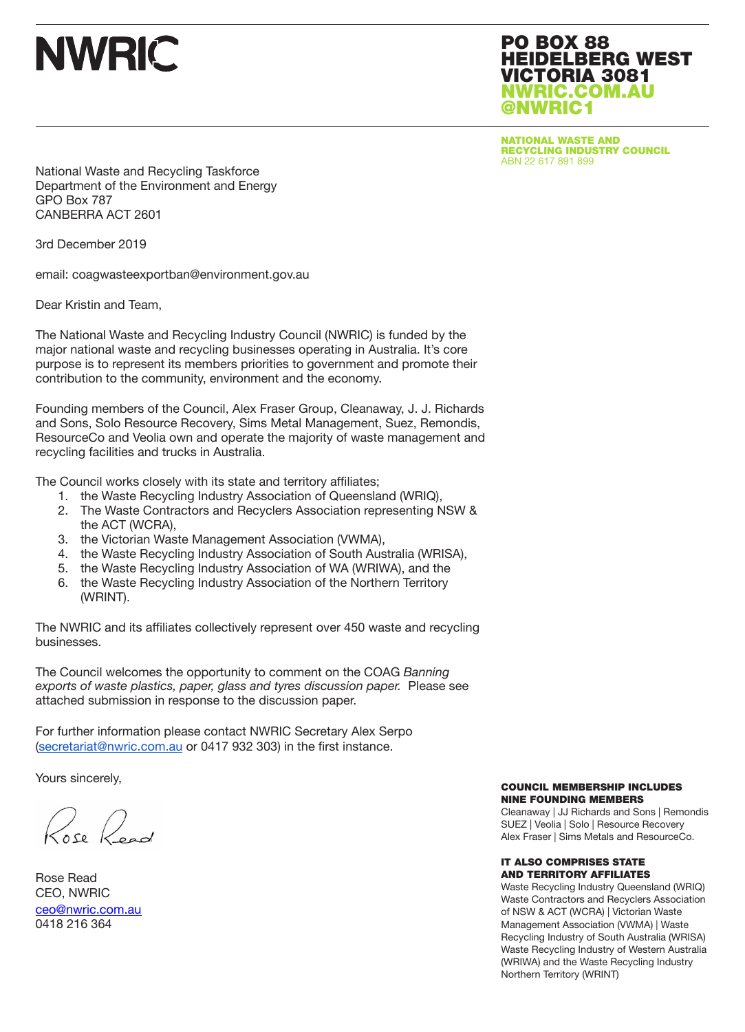# NWRIC

**PO BOX 88**
**HEIDELBERG WEST**
**VICTORIA 3081**
**NWRIC.COM.AU**
**@NWRIC1**

**NATIONAL WASTE AND RECYCLING INDUSTRY COUNCIL**
ABN 22 617 891 899

National Waste and Recycling Taskforce
Department of the Environment and Energy
GPO Box 787
CANBERRA ACT 2601

3rd December 2019

email: coagwasteexportban@environment.gov.au

Dear Kristin and Team,

The National Waste and Recycling Industry Council (NWRIC) is funded by the major national waste and recycling businesses operating in Australia. It's core purpose is to represent its members priorities to government and promote their contribution to the community, environment and the economy.

Founding members of the Council, Alex Fraser Group, Cleanaway, J. J. Richards and Sons, Solo Resource Recovery, Sims Metal Management, Suez, Remondis, ResourceCo and Veolia own and operate the majority of waste management and recycling facilities and trucks in Australia.

The Council works closely with its state and territory affiliates;

1. the Waste Recycling Industry Association of Queensland (WRIQ),
2. The Waste Contractors and Recyclers Association representing NSW & the ACT (WCRA),
3. the Victorian Waste Management Association (VWMA),
4. the Waste Recycling Industry Association of South Australia (WRISA),
5. the Waste Recycling Industry Association of WA (WRIWA), and the
6. the Waste Recycling Industry Association of the Northern Territory (WRINT).

The NWRIC and its affiliates collectively represent over 450 waste and recycling businesses.

The Council welcomes the opportunity to comment on the COAG *Banning exports of waste plastics, paper, glass and tyres discussion paper.* Please see attached submission in response to the discussion paper.

For further information please contact NWRIC Secretary Alex Serpo (secretariat@nwric.com.au or 0417 932 303) in the first instance.

Yours sincerely,

Rose Read

Rose Read
CEO, NWRIC
ceo@nwric.com.au
0418 216 364

**COUNCIL MEMBERSHIP INCLUDES NINE FOUNDING MEMBERS**
Cleanaway | JJ Richards and Sons | Remondis
SUEZ | Veolia | Solo | Resource Recovery
Alex Fraser | Sims Metals and ResourceCo.

**IT ALSO COMPRISES STATE AND TERRITORY AFFILIATES**
Waste Recycling Industry Queensland (WRIQ)
Waste Contractors and Recyclers Association of NSW & ACT (WCRA) | Victorian Waste Management Association (VWMA) | Waste Recycling Industry of South Australia (WRISA)
Waste Recycling Industry of Western Australia (WRIWA) and the Waste Recycling Industry Northern Territory (WRINT)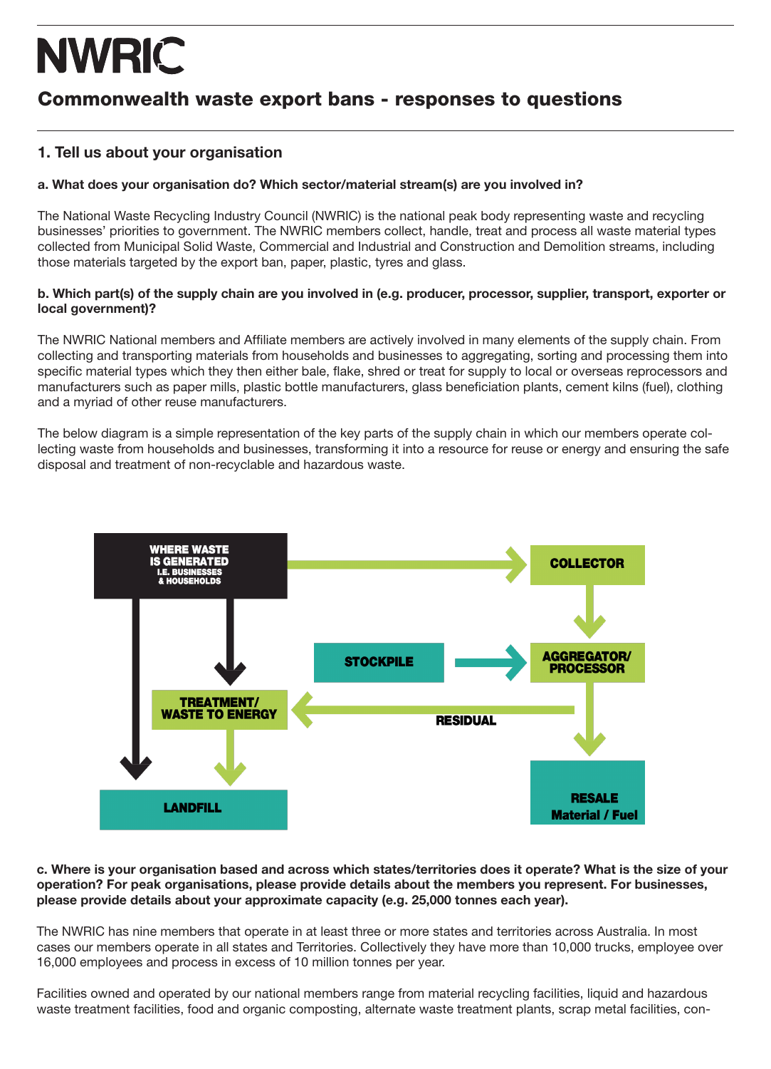# NWRIC

## Commonwealth waste export bans - responses to questions

### 1. Tell us about your organisation

**a. What does your organisation do? Which sector/material stream(s) are you involved in?**

The National Waste Recycling Industry Council (NWRIC) is the national peak body representing waste and recycling businesses' priorities to government. The NWRIC members collect, handle, treat and process all waste material types collected from Municipal Solid Waste, Commercial and Industrial and Construction and Demolition streams, including those materials targeted by the export ban, paper, plastic, tyres and glass.

**b. Which part(s) of the supply chain are you involved in (e.g. producer, processor, supplier, transport, exporter or local government)?**

The NWRIC National members and Affiliate members are actively involved in many elements of the supply chain. From collecting and transporting materials from households and businesses to aggregating, sorting and processing them into specific material types which they then either bale, flake, shred or treat for supply to local or overseas reprocessors and manufacturers such as paper mills, plastic bottle manufacturers, glass beneficiation plants, cement kilns (fuel), clothing and a myriad of other reuse manufacturers.

The below diagram is a simple representation of the key parts of the supply chain in which our members operate collecting waste from households and businesses, transforming it into a resource for reuse or energy and ensuring the safe disposal and treatment of non-recyclable and hazardous waste.

WHERE WASTE IS GENERATED I.E. BUSINESSES & HOUSEHOLDS → COLLECTOR → AGGREGATOR/ PROCESSOR → RESALE Material / Fuel

STOCKPILE → AGGREGATOR/ PROCESSOR

AGGREGATOR/ PROCESSOR → RESIDUAL → TREATMENT/ WASTE TO ENERGY

WHERE WASTE IS GENERATED → TREATMENT/ WASTE TO ENERGY → LANDFILL

WHERE WASTE IS GENERATED → LANDFILL

**c. Where is your organisation based and across which states/territories does it operate? What is the size of your operation? For peak organisations, please provide details about the members you represent. For businesses, please provide details about your approximate capacity (e.g. 25,000 tonnes each year).**

The NWRIC has nine members that operate in at least three or more states and territories across Australia. In most cases our members operate in all states and Territories. Collectively they have more than 10,000 trucks, employee over 16,000 employees and process in excess of 10 million tonnes per year.

Facilities owned and operated by our national members range from material recycling facilities, liquid and hazardous waste treatment facilities, food and organic composting, alternate waste treatment plants, scrap metal facilities, con-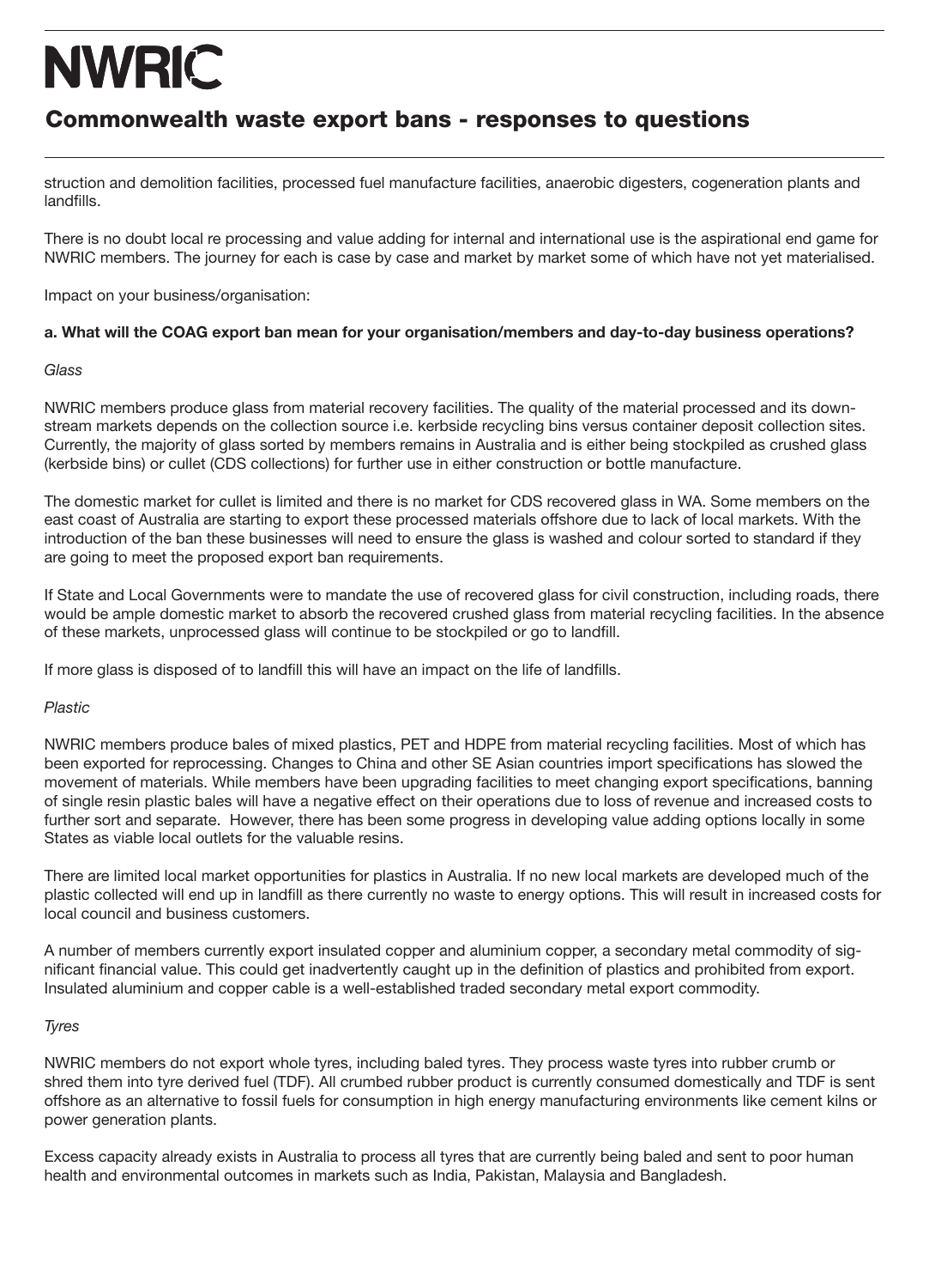struction and demolition facilities, processed fuel manufacture facilities, anaerobic digesters, cogeneration plants and landfills.

There is no doubt local re processing and value adding for internal and international use is the aspirational end game for NWRIC members. The journey for each is case by case and market by market some of which have not yet materialised.

Impact on your business/organisation:

**a. What will the COAG export ban mean for your organisation/members and day-to-day business operations?**

*Glass*

NWRIC members produce glass from material recovery facilities. The quality of the material processed and its down-stream markets depends on the collection source i.e. kerbside recycling bins versus container deposit collection sites. Currently, the majority of glass sorted by members remains in Australia and is either being stockpiled as crushed glass (kerbside bins) or cullet (CDS collections) for further use in either construction or bottle manufacture.

The domestic market for cullet is limited and there is no market for CDS recovered glass in WA. Some members on the east coast of Australia are starting to export these processed materials offshore due to lack of local markets. With the introduction of the ban these businesses will need to ensure the glass is washed and colour sorted to standard if they are going to meet the proposed export ban requirements.

If State and Local Governments were to mandate the use of recovered glass for civil construction, including roads, there would be ample domestic market to absorb the recovered crushed glass from material recycling facilities. In the absence of these markets, unprocessed glass will continue to be stockpiled or go to landfill.

If more glass is disposed of to landfill this will have an impact on the life of landfills.

*Plastic*

NWRIC members produce bales of mixed plastics, PET and HDPE from material recycling facilities. Most of which has been exported for reprocessing. Changes to China and other SE Asian countries import specifications has slowed the movement of materials. While members have been upgrading facilities to meet changing export specifications, banning of single resin plastic bales will have a negative effect on their operations due to loss of revenue and increased costs to further sort and separate. However, there has been some progress in developing value adding options locally in some States as viable local outlets for the valuable resins.

There are limited local market opportunities for plastics in Australia. If no new local markets are developed much of the plastic collected will end up in landfill as there currently no waste to energy options. This will result in increased costs for local council and business customers.

A number of members currently export insulated copper and aluminium copper, a secondary metal commodity of significant financial value. This could get inadvertently caught up in the definition of plastics and prohibited from export. Insulated aluminium and copper cable is a well-established traded secondary metal export commodity.

*Tyres*

NWRIC members do not export whole tyres, including baled tyres. They process waste tyres into rubber crumb or shred them into tyre derived fuel (TDF). All crumbed rubber product is currently consumed domestically and TDF is sent offshore as an alternative to fossil fuels for consumption in high energy manufacturing environments like cement kilns or power generation plants.

Excess capacity already exists in Australia to process all tyres that are currently being baled and sent to poor human health and environmental outcomes in markets such as India, Pakistan, Malaysia and Bangladesh.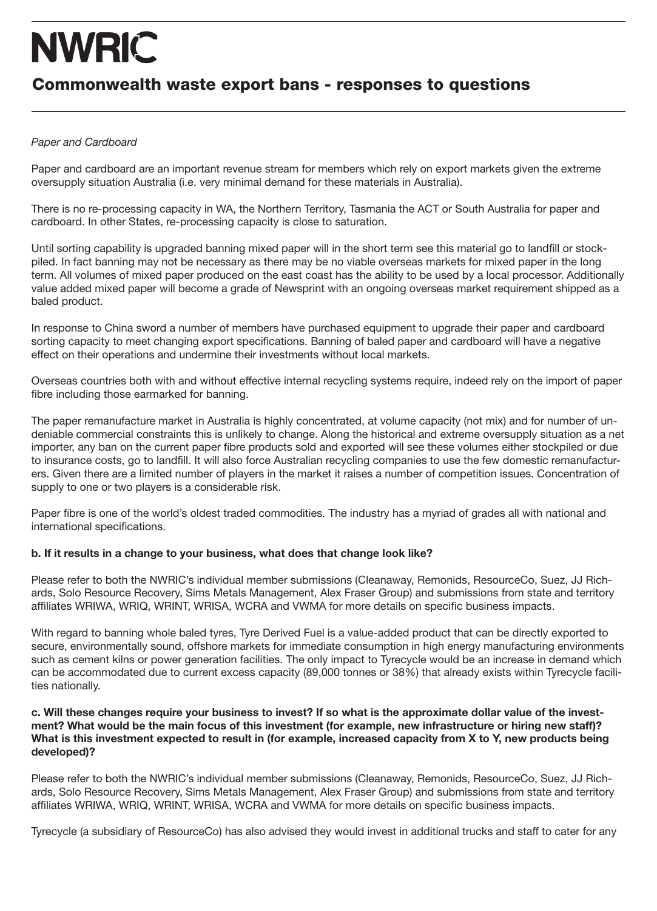# NWRIC

## Commonwealth waste export bans - responses to questions

*Paper and Cardboard*

Paper and cardboard are an important revenue stream for members which rely on export markets given the extreme oversupply situation Australia (i.e. very minimal demand for these materials in Australia).

There is no re-processing capacity in WA, the Northern Territory, Tasmania the ACT or South Australia for paper and cardboard. In other States, re-processing capacity is close to saturation.

Until sorting capability is upgraded banning mixed paper will in the short term see this material go to landfill or stock-piled. In fact banning may not be necessary as there may be no viable overseas markets for mixed paper in the long term. All volumes of mixed paper produced on the east coast has the ability to be used by a local processor. Additionally value added mixed paper will become a grade of Newsprint with an ongoing overseas market requirement shipped as a baled product.

In response to China sword a number of members have purchased equipment to upgrade their paper and cardboard sorting capacity to meet changing export specifications. Banning of baled paper and cardboard will have a negative effect on their operations and undermine their investments without local markets.

Overseas countries both with and without effective internal recycling systems require, indeed rely on the import of paper fibre including those earmarked for banning.

The paper remanufacture market in Australia is highly concentrated, at volume capacity (not mix) and for number of undeniable commercial constraints this is unlikely to change. Along the historical and extreme oversupply situation as a net importer, any ban on the current paper fibre products sold and exported will see these volumes either stockpiled or due to insurance costs, go to landfill. It will also force Australian recycling companies to use the few domestic remanufacturers. Given there are a limited number of players in the market it raises a number of competition issues. Concentration of supply to one or two players is a considerable risk.

Paper fibre is one of the world's oldest traded commodities. The industry has a myriad of grades all with national and international specifications.

**b. If it results in a change to your business, what does that change look like?**

Please refer to both the NWRIC's individual member submissions (Cleanaway, Remonids, ResourceCo, Suez, JJ Richards, Solo Resource Recovery, Sims Metals Management, Alex Fraser Group) and submissions from state and territory affiliates WRIWA, WRIQ, WRINT, WRISA, WCRA and VWMA for more details on specific business impacts.

With regard to banning whole baled tyres, Tyre Derived Fuel is a value-added product that can be directly exported to secure, environmentally sound, offshore markets for immediate consumption in high energy manufacturing environments such as cement kilns or power generation facilities. The only impact to Tyrecycle would be an increase in demand which can be accommodated due to current excess capacity (89,000 tonnes or 38%) that already exists within Tyrecycle facilities nationally.

**c. Will these changes require your business to invest? If so what is the approximate dollar value of the investment? What would be the main focus of this investment (for example, new infrastructure or hiring new staff)? What is this investment expected to result in (for example, increased capacity from X to Y, new products being developed)?**

Please refer to both the NWRIC's individual member submissions (Cleanaway, Remonids, ResourceCo, Suez, JJ Richards, Solo Resource Recovery, Sims Metals Management, Alex Fraser Group) and submissions from state and territory affiliates WRIWA, WRIQ, WRINT, WRISA, WCRA and VWMA for more details on specific business impacts.

Tyrecycle (a subsidiary of ResourceCo) has also advised they would invest in additional trucks and staff to cater for any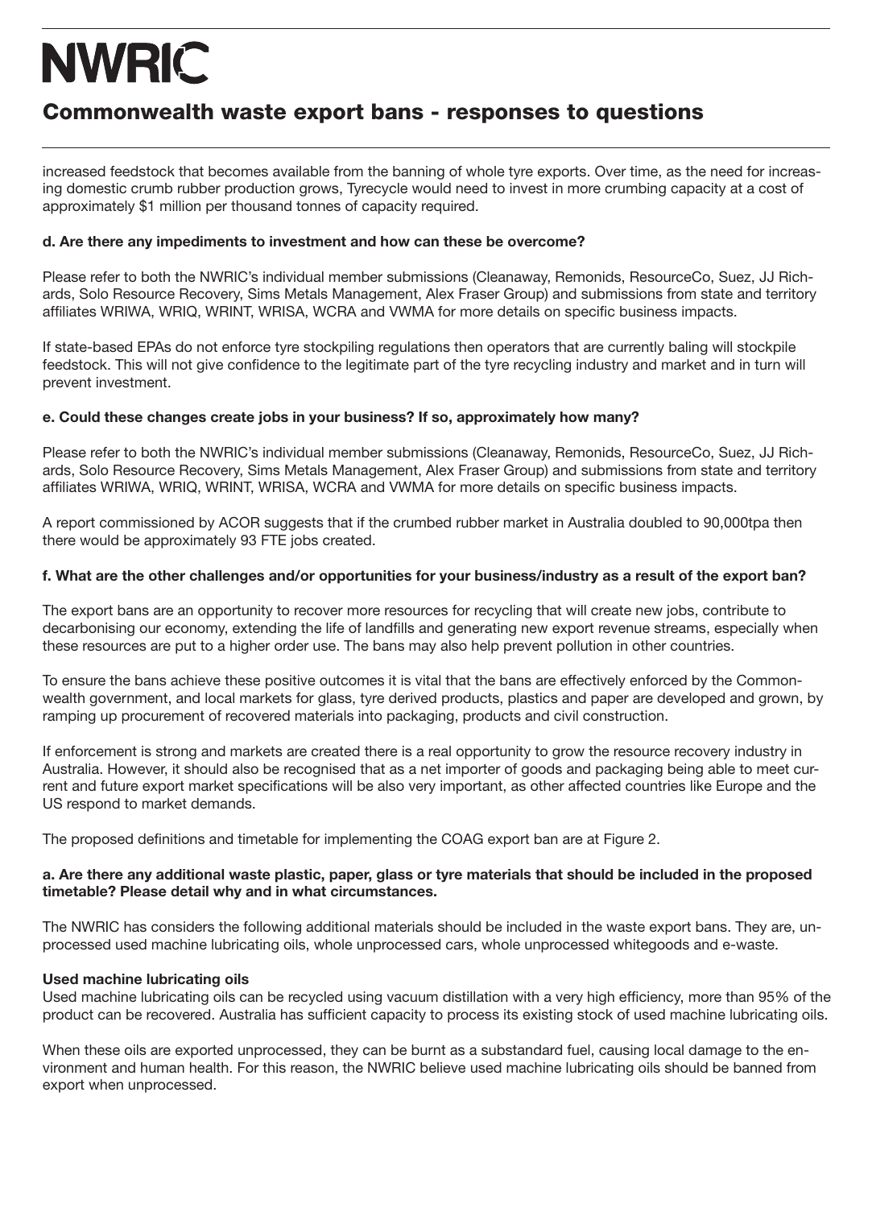increased feedstock that becomes available from the banning of whole tyre exports. Over time, as the need for increasing domestic crumb rubber production grows, Tyrecycle would need to invest in more crumbing capacity at a cost of approximately $1 million per thousand tonnes of capacity required.

**d. Are there any impediments to investment and how can these be overcome?**

Please refer to both the NWRIC's individual member submissions (Cleanaway, Remonids, ResourceCo, Suez, JJ Richards, Solo Resource Recovery, Sims Metals Management, Alex Fraser Group) and submissions from state and territory affiliates WRIWA, WRIQ, WRINT, WRISA, WCRA and VWMA for more details on specific business impacts.

If state-based EPAs do not enforce tyre stockpiling regulations then operators that are currently baling will stockpile feedstock. This will not give confidence to the legitimate part of the tyre recycling industry and market and in turn will prevent investment.

**e. Could these changes create jobs in your business? If so, approximately how many?**

Please refer to both the NWRIC's individual member submissions (Cleanaway, Remonids, ResourceCo, Suez, JJ Richards, Solo Resource Recovery, Sims Metals Management, Alex Fraser Group) and submissions from state and territory affiliates WRIWA, WRIQ, WRINT, WRISA, WCRA and VWMA for more details on specific business impacts.

A report commissioned by ACOR suggests that if the crumbed rubber market in Australia doubled to 90,000tpa then there would be approximately 93 FTE jobs created.

**f. What are the other challenges and/or opportunities for your business/industry as a result of the export ban?**

The export bans are an opportunity to recover more resources for recycling that will create new jobs, contribute to decarbonising our economy, extending the life of landfills and generating new export revenue streams, especially when these resources are put to a higher order use. The bans may also help prevent pollution in other countries.

To ensure the bans achieve these positive outcomes it is vital that the bans are effectively enforced by the Commonwealth government, and local markets for glass, tyre derived products, plastics and paper are developed and grown, by ramping up procurement of recovered materials into packaging, products and civil construction.

If enforcement is strong and markets are created there is a real opportunity to grow the resource recovery industry in Australia. However, it should also be recognised that as a net importer of goods and packaging being able to meet current and future export market specifications will be also very important, as other affected countries like Europe and the US respond to market demands.

The proposed definitions and timetable for implementing the COAG export ban are at Figure 2.

**a. Are there any additional waste plastic, paper, glass or tyre materials that should be included in the proposed timetable? Please detail why and in what circumstances.**

The NWRIC has considers the following additional materials should be included in the waste export bans. They are, unprocessed used machine lubricating oils, whole unprocessed cars, whole unprocessed whitegoods and e-waste.

**Used machine lubricating oils**

Used machine lubricating oils can be recycled using vacuum distillation with a very high efficiency, more than 95% of the product can be recovered. Australia has sufficient capacity to process its existing stock of used machine lubricating oils.

When these oils are exported unprocessed, they can be burnt as a substandard fuel, causing local damage to the environment and human health. For this reason, the NWRIC believe used machine lubricating oils should be banned from export when unprocessed.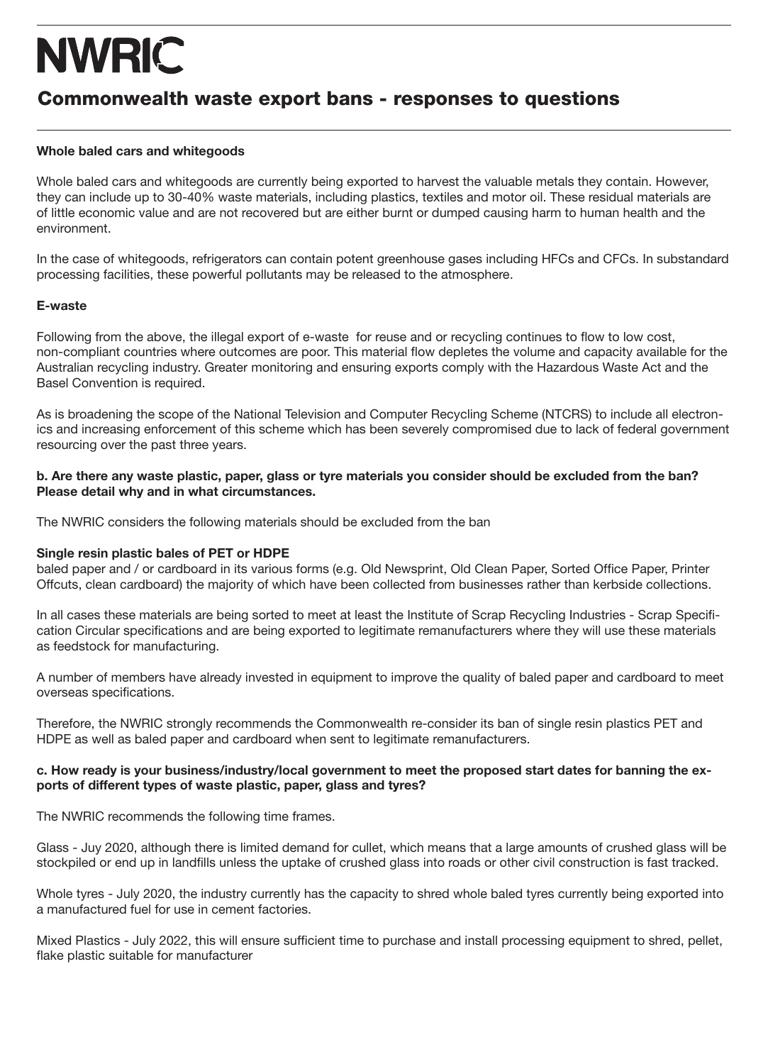# NWRIC

## Commonwealth waste export bans - responses to questions

**Whole baled cars and whitegoods**

Whole baled cars and whitegoods are currently being exported to harvest the valuable metals they contain. However, they can include up to 30-40% waste materials, including plastics, textiles and motor oil. These residual materials are of little economic value and are not recovered but are either burnt or dumped causing harm to human health and the environment.

In the case of whitegoods, refrigerators can contain potent greenhouse gases including HFCs and CFCs. In substandard processing facilities, these powerful pollutants may be released to the atmosphere.

**E-waste**

Following from the above, the illegal export of e-waste for reuse and or recycling continues to flow to low cost, non-compliant countries where outcomes are poor. This material flow depletes the volume and capacity available for the Australian recycling industry. Greater monitoring and ensuring exports comply with the Hazardous Waste Act and the Basel Convention is required.

As is broadening the scope of the National Television and Computer Recycling Scheme (NTCRS) to include all electronics and increasing enforcement of this scheme which has been severely compromised due to lack of federal government resourcing over the past three years.

**b. Are there any waste plastic, paper, glass or tyre materials you consider should be excluded from the ban? Please detail why and in what circumstances.**

The NWRIC considers the following materials should be excluded from the ban

**Single resin plastic bales of PET or HDPE**
baled paper and / or cardboard in its various forms (e.g. Old Newsprint, Old Clean Paper, Sorted Office Paper, Printer Offcuts, clean cardboard) the majority of which have been collected from businesses rather than kerbside collections.

In all cases these materials are being sorted to meet at least the Institute of Scrap Recycling Industries - Scrap Specification Circular specifications and are being exported to legitimate remanufacturers where they will use these materials as feedstock for manufacturing.

A number of members have already invested in equipment to improve the quality of baled paper and cardboard to meet overseas specifications.

Therefore, the NWRIC strongly recommends the Commonwealth re-consider its ban of single resin plastics PET and HDPE as well as baled paper and cardboard when sent to legitimate remanufacturers.

**c. How ready is your business/industry/local government to meet the proposed start dates for banning the exports of different types of waste plastic, paper, glass and tyres?**

The NWRIC recommends the following time frames.

Glass - Juy 2020, although there is limited demand for cullet, which means that a large amounts of crushed glass will be stockpiled or end up in landfills unless the uptake of crushed glass into roads or other civil construction is fast tracked.

Whole tyres - July 2020, the industry currently has the capacity to shred whole baled tyres currently being exported into a manufactured fuel for use in cement factories.

Mixed Plastics - July 2022, this will ensure sufficient time to purchase and install processing equipment to shred, pellet, flake plastic suitable for manufacturer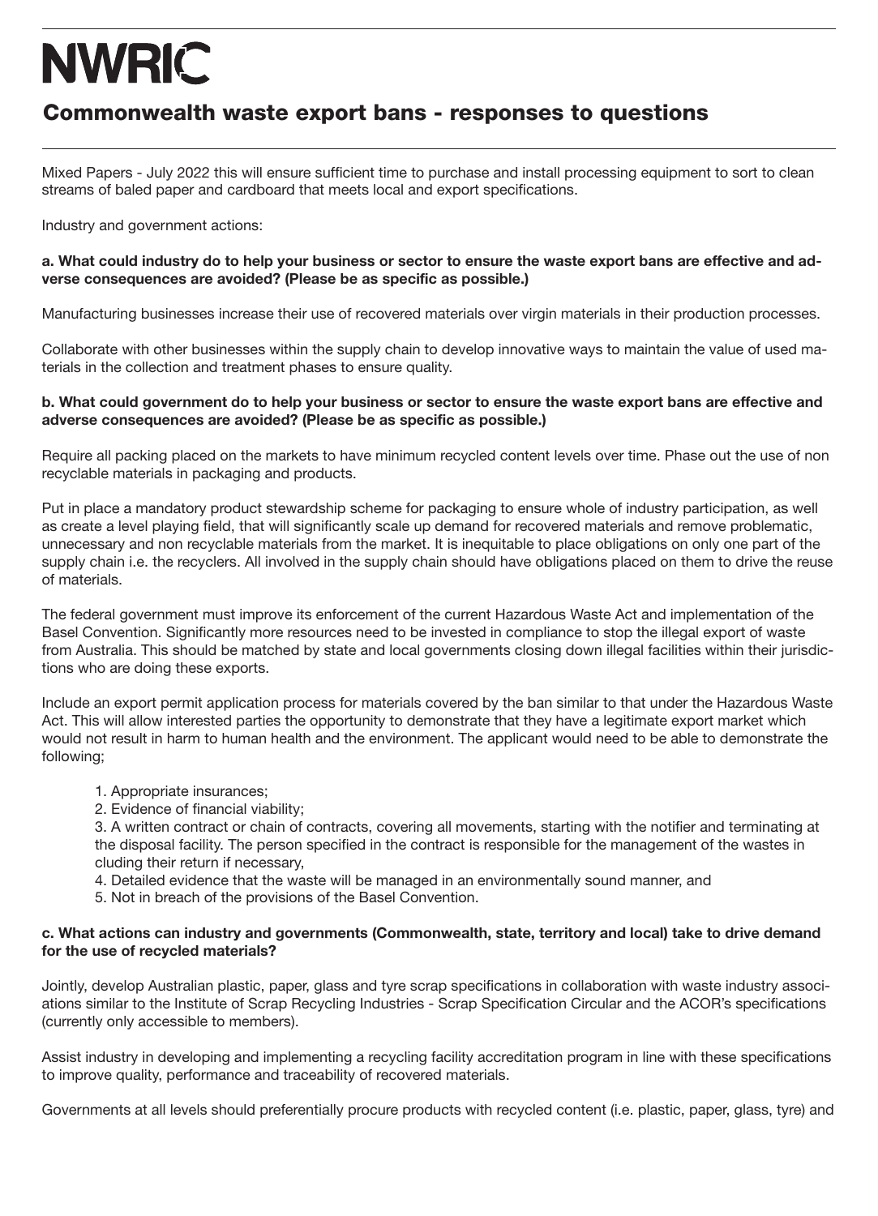Mixed Papers - July 2022 this will ensure sufficient time to purchase and install processing equipment to sort to clean streams of baled paper and cardboard that meets local and export specifications.

Industry and government actions:

**a. What could industry do to help your business or sector to ensure the waste export bans are effective and adverse consequences are avoided? (Please be as specific as possible.)**

Manufacturing businesses increase their use of recovered materials over virgin materials in their production processes.

Collaborate with other businesses within the supply chain to develop innovative ways to maintain the value of used materials in the collection and treatment phases to ensure quality.

**b. What could government do to help your business or sector to ensure the waste export bans are effective and adverse consequences are avoided? (Please be as specific as possible.)**

Require all packing placed on the markets to have minimum recycled content levels over time. Phase out the use of non recyclable materials in packaging and products.

Put in place a mandatory product stewardship scheme for packaging to ensure whole of industry participation, as well as create a level playing field, that will significantly scale up demand for recovered materials and remove problematic, unnecessary and non recyclable materials from the market. It is inequitable to place obligations on only one part of the supply chain i.e. the recyclers. All involved in the supply chain should have obligations placed on them to drive the reuse of materials.

The federal government must improve its enforcement of the current Hazardous Waste Act and implementation of the Basel Convention. Significantly more resources need to be invested in compliance to stop the illegal export of waste from Australia. This should be matched by state and local governments closing down illegal facilities within their jurisdictions who are doing these exports.

Include an export permit application process for materials covered by the ban similar to that under the Hazardous Waste Act. This will allow interested parties the opportunity to demonstrate that they have a legitimate export market which would not result in harm to human health and the environment. The applicant would need to be able to demonstrate the following;

1. Appropriate insurances;
2. Evidence of financial viability;
3. A written contract or chain of contracts, covering all movements, starting with the notifier and terminating at the disposal facility. The person specified in the contract is responsible for the management of the wastes including their return if necessary,
4. Detailed evidence that the waste will be managed in an environmentally sound manner, and
5. Not in breach of the provisions of the Basel Convention.

**c. What actions can industry and governments (Commonwealth, state, territory and local) take to drive demand for the use of recycled materials?**

Jointly, develop Australian plastic, paper, glass and tyre scrap specifications in collaboration with waste industry associations similar to the Institute of Scrap Recycling Industries - Scrap Specification Circular and the ACOR's specifications (currently only accessible to members).

Assist industry in developing and implementing a recycling facility accreditation program in line with these specifications to improve quality, performance and traceability of recovered materials.

Governments at all levels should preferentially procure products with recycled content (i.e. plastic, paper, glass, tyre) and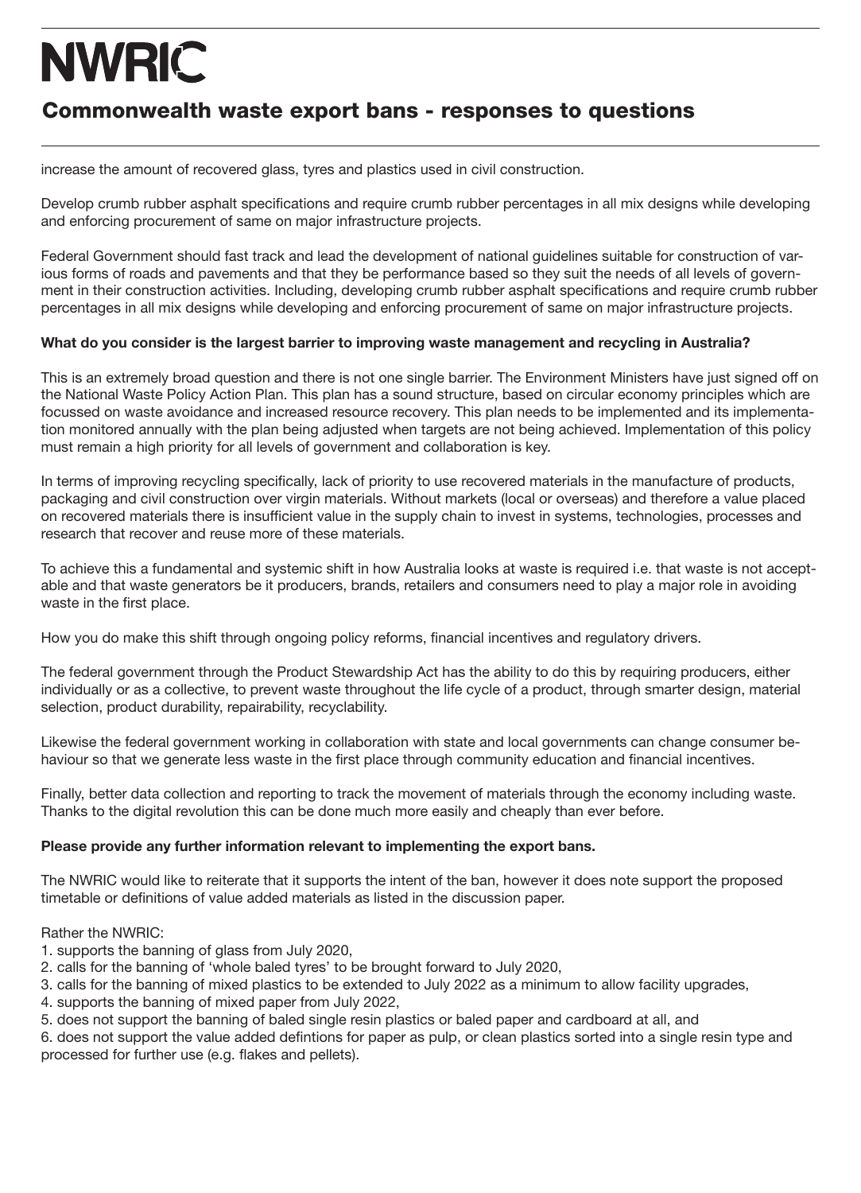increase the amount of recovered glass, tyres and plastics used in civil construction.

Develop crumb rubber asphalt specifications and require crumb rubber percentages in all mix designs while developing and enforcing procurement of same on major infrastructure projects.

Federal Government should fast track and lead the development of national guidelines suitable for construction of various forms of roads and pavements and that they be performance based so they suit the needs of all levels of government in their construction activities. Including, developing crumb rubber asphalt specifications and require crumb rubber percentages in all mix designs while developing and enforcing procurement of same on major infrastructure projects.

**What do you consider is the largest barrier to improving waste management and recycling in Australia?**

This is an extremely broad question and there is not one single barrier. The Environment Ministers have just signed off on the National Waste Policy Action Plan. This plan has a sound structure, based on circular economy principles which are focussed on waste avoidance and increased resource recovery. This plan needs to be implemented and its implementation monitored annually with the plan being adjusted when targets are not being achieved. Implementation of this policy must remain a high priority for all levels of government and collaboration is key.

In terms of improving recycling specifically, lack of priority to use recovered materials in the manufacture of products, packaging and civil construction over virgin materials. Without markets (local or overseas) and therefore a value placed on recovered materials there is insufficient value in the supply chain to invest in systems, technologies, processes and research that recover and reuse more of these materials.

To achieve this a fundamental and systemic shift in how Australia looks at waste is required i.e. that waste is not acceptable and that waste generators be it producers, brands, retailers and consumers need to play a major role in avoiding waste in the first place.

How you do make this shift through ongoing policy reforms, financial incentives and regulatory drivers.

The federal government through the Product Stewardship Act has the ability to do this by requiring producers, either individually or as a collective, to prevent waste throughout the life cycle of a product, through smarter design, material selection, product durability, repairability, recyclability.

Likewise the federal government working in collaboration with state and local governments can change consumer behaviour so that we generate less waste in the first place through community education and financial incentives.

Finally, better data collection and reporting to track the movement of materials through the economy including waste. Thanks to the digital revolution this can be done much more easily and cheaply than ever before.

**Please provide any further information relevant to implementing the export bans.**

The NWRIC would like to reiterate that it supports the intent of the ban, however it does note support the proposed timetable or definitions of value added materials as listed in the discussion paper.

Rather the NWRIC:

1. supports the banning of glass from July 2020,
2. calls for the banning of 'whole baled tyres' to be brought forward to July 2020,
3. calls for the banning of mixed plastics to be extended to July 2022 as a minimum to allow facility upgrades,
4. supports the banning of mixed paper from July 2022,
5. does not support the banning of baled single resin plastics or baled paper and cardboard at all, and
6. does not support the value added defintions for paper as pulp, or clean plastics sorted into a single resin type and processed for further use (e.g. flakes and pellets).